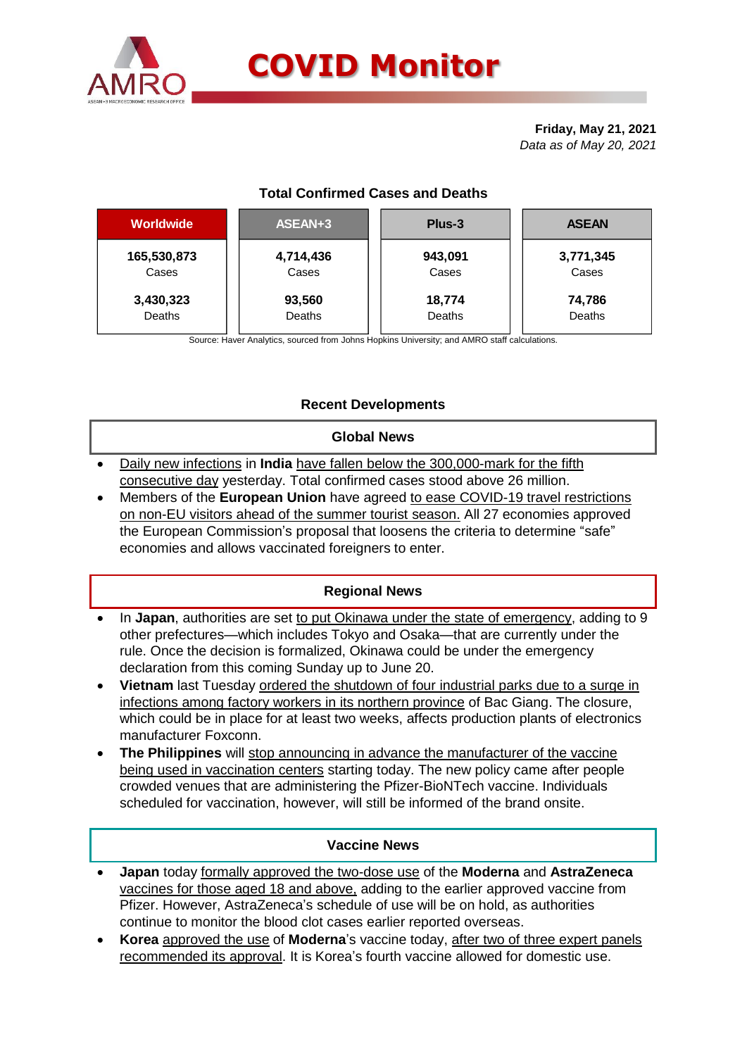# COVID Monitor

**Friday, May 21, 2021**
*Data as of May 20, 2021*

## Total Confirmed Cases and Deaths

| Worldwide | ASEAN+3 | Plus-3 | ASEAN |
|---|---|---|---|
| **165,530,873** Cases | **4,714,436** Cases | **943,091** Cases | **3,771,345** Cases |
| **3,430,323** Deaths | **93,560** Deaths | **18,774** Deaths | **74,786** Deaths |

Source: Haver Analytics, sourced from Johns Hopkins University; and AMRO staff calculations.

## Recent Developments

### Global News

- Daily new infections in **India** have fallen below the 300,000-mark for the fifth consecutive day yesterday. Total confirmed cases stood above 26 million.
- Members of the **European Union** have agreed to ease COVID-19 travel restrictions on non-EU visitors ahead of the summer tourist season. All 27 economies approved the European Commission's proposal that loosens the criteria to determine "safe" economies and allows vaccinated foreigners to enter.

### Regional News

- In **Japan**, authorities are set to put Okinawa under the state of emergency, adding to 9 other prefectures—which includes Tokyo and Osaka—that are currently under the rule. Once the decision is formalized, Okinawa could be under the emergency declaration from this coming Sunday up to June 20.
- **Vietnam** last Tuesday ordered the shutdown of four industrial parks due to a surge in infections among factory workers in its northern province of Bac Giang. The closure, which could be in place for at least two weeks, affects production plants of electronics manufacturer Foxconn.
- **The Philippines** will stop announcing in advance the manufacturer of the vaccine being used in vaccination centers starting today. The new policy came after people crowded venues that are administering the Pfizer-BioNTech vaccine. Individuals scheduled for vaccination, however, will still be informed of the brand onsite.

### Vaccine News

- **Japan** today formally approved the two-dose use of the **Moderna** and **AstraZeneca** vaccines for those aged 18 and above, adding to the earlier approved vaccine from Pfizer. However, AstraZeneca's schedule of use will be on hold, as authorities continue to monitor the blood clot cases earlier reported overseas.
- **Korea** approved the use of **Moderna**'s vaccine today, after two of three expert panels recommended its approval. It is Korea's fourth vaccine allowed for domestic use.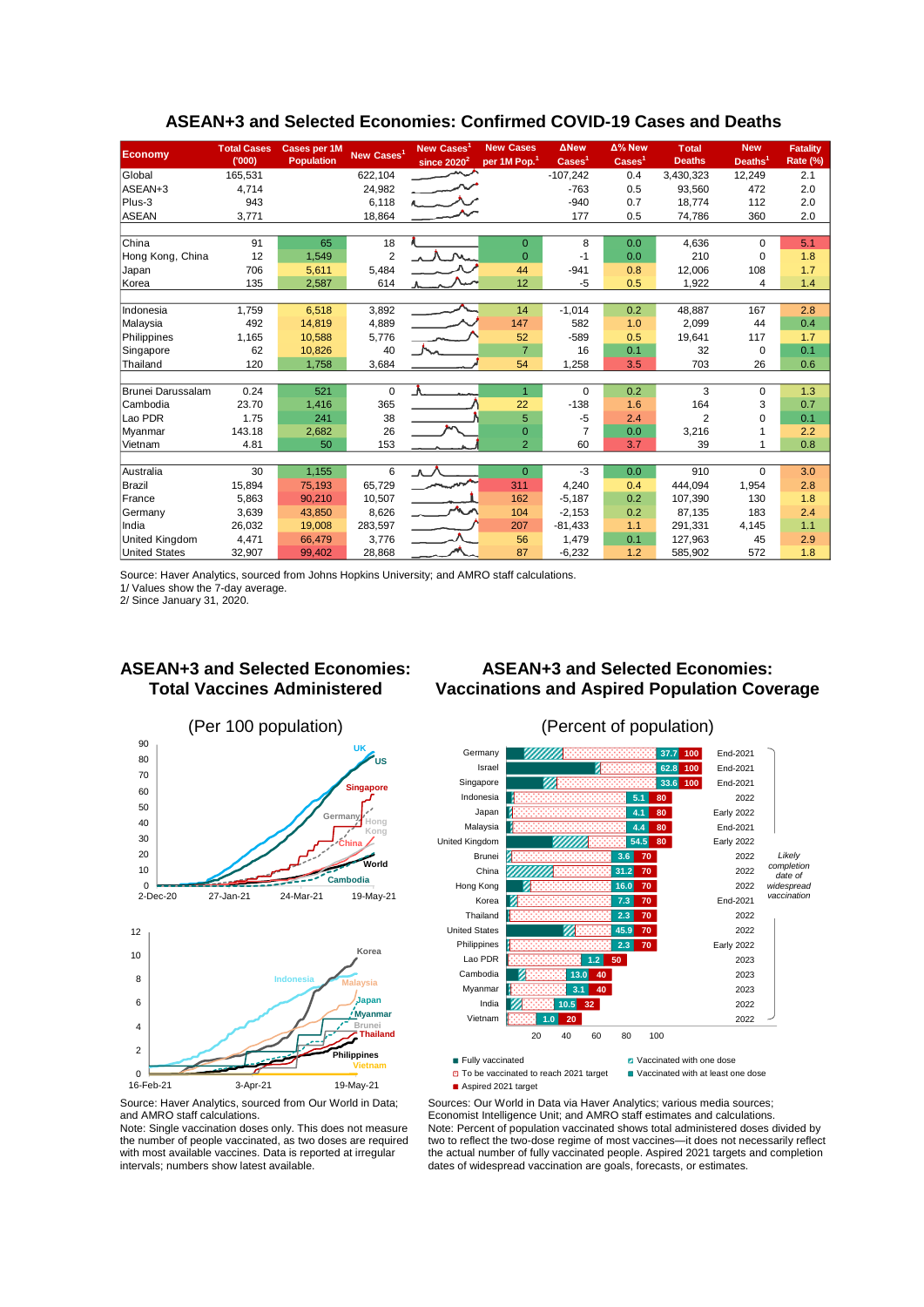## ASEAN+3 and Selected Economies: Confirmed COVID-19 Cases and Deaths

| Economy | Total Cases ('000) | Cases per 1M Population | New Cases[1] | New Cases[1] since 2020[2] | New Cases per 1M Pop.[1] | ΔNew Cases[1] | Δ% New Cases[1] | Total Deaths | New Deaths[1] | Fatality Rate (%) |
|---|---|---|---|---|---|---|---|---|---|---|
| Global | 165,531 | | 622,104 | | | -107,242 | 0.4 | 3,430,323 | 12,249 | 2.1 |
| ASEAN+3 | 4,714 | | 24,982 | | | -763 | 0.5 | 93,560 | 472 | 2.0 |
| Plus-3 | 943 | | 6,118 | | | -940 | 0.7 | 18,774 | 112 | 2.0 |
| ASEAN | 3,771 | | 18,864 | | | 177 | 0.5 | 74,786 | 360 | 2.0 |
| | | | | | | | | | | |
| China | 91 | 65 | 18 | | 0 | 8 | 0.0 | 4,636 | 0 | 5.1 |
| Hong Kong, China | 12 | 1,549 | 2 | | 0 | -1 | 0.0 | 210 | 0 | 1.8 |
| Japan | 706 | 5,611 | 5,484 | | 44 | -941 | 0.8 | 12,006 | 108 | 1.7 |
| Korea | 135 | 2,587 | 614 | | 12 | -5 | 0.5 | 1,922 | 4 | 1.4 |
| | | | | | | | | | | |
| Indonesia | 1,759 | 6,518 | 3,892 | | 14 | -1,014 | 0.2 | 48,887 | 167 | 2.8 |
| Malaysia | 492 | 14,819 | 4,889 | | 147 | 582 | 1.0 | 2,099 | 44 | 0.4 |
| Philippines | 1,165 | 10,588 | 5,776 | | 52 | -589 | 0.5 | 19,641 | 117 | 1.7 |
| Singapore | 62 | 10,826 | 40 | | 7 | 16 | 0.1 | 32 | 0 | 0.1 |
| Thailand | 120 | 1,758 | 3,684 | | 54 | 1,258 | 3.5 | 703 | 26 | 0.6 |
| | | | | | | | | | | |
| Brunei Darussalam | 0.24 | 521 | 0 | | 1 | 0 | 0.2 | 3 | 0 | 1.3 |
| Cambodia | 23.70 | 1,416 | 365 | | 22 | -138 | 1.6 | 164 | 3 | 0.7 |
| Lao PDR | 1.75 | 241 | 38 | | 5 | -5 | 2.4 | 2 | 0 | 0.1 |
| Myanmar | 143.18 | 2,682 | 26 | | 0 | 7 | 0.0 | 3,216 | 1 | 2.2 |
| Vietnam | 4.81 | 50 | 153 | | 2 | 60 | 3.7 | 39 | 1 | 0.8 |
| | | | | | | | | | | |
| Australia | 30 | 1,155 | 6 | | 0 | -3 | 0.0 | 910 | 0 | 3.0 |
| Brazil | 15,894 | 75,193 | 65,729 | | 311 | 4,240 | 0.4 | 444,094 | 1,954 | 2.8 |
| France | 5,863 | 90,210 | 10,507 | | 162 | -5,187 | 0.2 | 107,390 | 130 | 1.8 |
| Germany | 3,639 | 43,850 | 8,626 | | 104 | -2,153 | 0.2 | 87,135 | 183 | 2.4 |
| India | 26,032 | 19,008 | 283,597 | | 207 | -81,433 | 1.1 | 291,331 | 4,145 | 1.1 |
| United Kingdom | 4,471 | 66,479 | 3,776 | | 56 | 1,479 | 0.1 | 127,963 | 45 | 2.9 |
| United States | 32,907 | 99,402 | 28,868 | | 87 | -6,232 | 1.2 | 585,902 | 572 | 1.8 |

Source: Haver Analytics, sourced from Johns Hopkins University; and AMRO staff calculations.
1/ Values show the 7-day average.
2/ Since January 31, 2020.

## ASEAN+3 and Selected Economies: Total Vaccines Administered

(Per 100 population)

Source: Haver Analytics, sourced from Our World in Data; and AMRO staff calculations.
Note: Single vaccination doses only. This does not measure the number of people vaccinated, as two doses are required with most available vaccines. Data is reported at irregular intervals; numbers show latest available.

## ASEAN+3 and Selected Economies: Vaccinations and Aspired Population Coverage

(Percent of population)

| Economy | Vaccinated (%) | Aspired 2021 target (%) | Likely completion date of widespread vaccination |
|---|---|---|---|
| Germany | 37.7 | 100 | End-2021 |
| Israel | 62.8 | 100 | End-2021 |
| Singapore | 33.6 | 100 | End-2021 |
| Indonesia | 5.1 | 80 | 2022 |
| Japan | 4.1 | 80 | Early 2022 |
| Malaysia | 4.4 | 80 | End-2021 |
| United Kingdom | 54.5 | 80 | Early 2022 |
| Brunei | 3.6 | 70 | 2022 |
| China | 31.2 | 70 | 2022 |
| Hong Kong | 16.0 | 70 | 2022 |
| Korea | 7.3 | 70 | End-2021 |
| Thailand | 2.3 | 70 | 2022 |
| United States | 45.9 | 70 | 2022 |
| Philippines | 2.3 | 70 | Early 2022 |
| Lao PDR | 1.2 | 50 | 2023 |
| Cambodia | 13.0 | 40 | 2023 |
| Myanmar | 3.1 | 40 | 2023 |
| India | 10.5 | 32 | 2022 |
| Vietnam | 1.0 | 20 | 2022 |

Legend: Fully vaccinated; Vaccinated with one dose; To be vaccinated to reach 2021 target; Vaccinated with at least one dose; Aspired 2021 target

Sources: Our World in Data via Haver Analytics; various media sources; Economist Intelligence Unit; and AMRO staff estimates and calculations.
Note: Percent of population vaccinated shows total administered doses divided by two to reflect the two-dose regime of most vaccines—it does not necessarily reflect the actual number of fully vaccinated people. Aspired 2021 targets and completion dates of widespread vaccination are goals, forecasts, or estimates.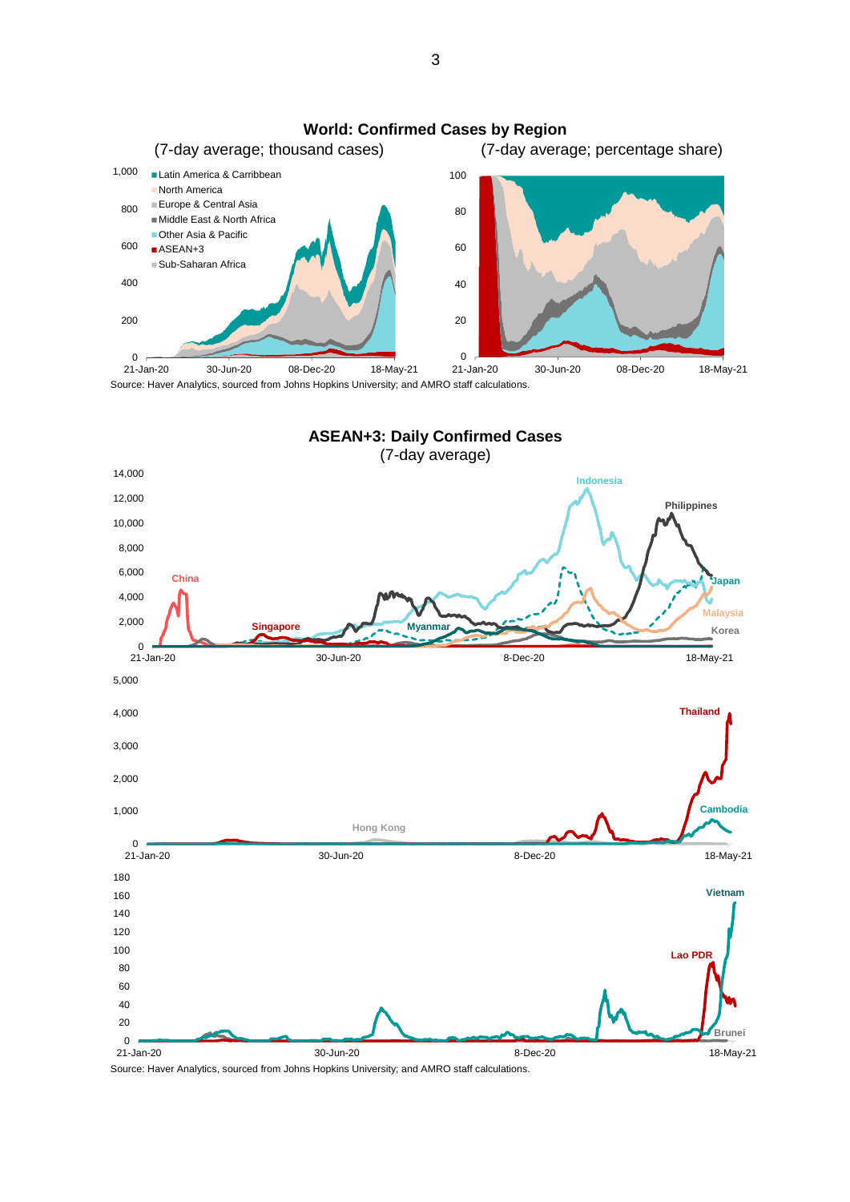## World: Confirmed Cases by Region

(7-day average; thousand cases) (7-day average; percentage share)

Latin America & Carribbean, North America, Europe & Central Asia, Middle East & North Africa, Other Asia & Pacific, ASEAN+3, Sub-Saharan Africa

Source: Haver Analytics, sourced from Johns Hopkins University; and AMRO staff calculations.

## ASEAN+3: Daily Confirmed Cases

(7-day average)

Source: Haver Analytics, sourced from Johns Hopkins University; and AMRO staff calculations.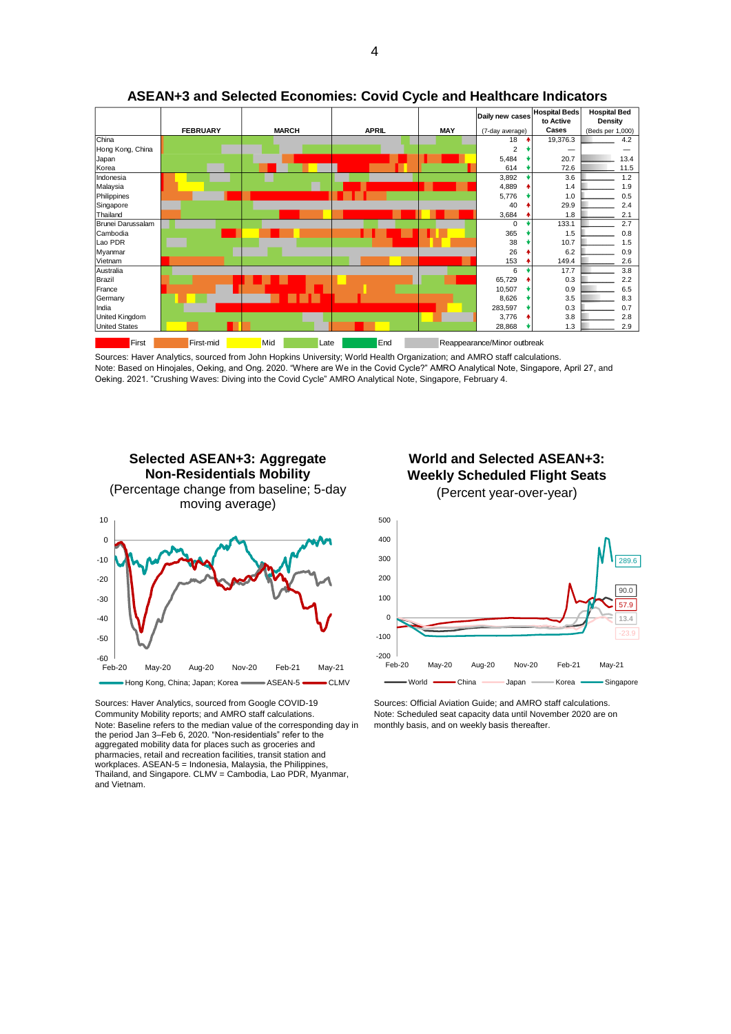## ASEAN+3 and Selected Economies: Covid Cycle and Healthcare Indicators

| | FEBRUARY | MARCH | APRIL | MAY | Daily new cases (7-day average) | Hospital Beds to Active Cases | Hospital Bed Density (Beds per 1,000) |
|---|---|---|---|---|---|---|---|
| China | | | | | 18 | 19,376.3 | 4.2 |
| Hong Kong, China | | | | | 2 | — | — |
| Japan | | | | | 5,484 | 20.7 | 13.4 |
| Korea | | | | | 614 | 72.6 | 11.5 |
| Indonesia | | | | | 3,892 | 3.6 | 1.2 |
| Malaysia | | | | | 4,889 | 1.4 | 1.9 |
| Philippines | | | | | 5,776 | 1.0 | 0.5 |
| Singapore | | | | | 40 | 29.9 | 2.4 |
| Thailand | | | | | 3,684 | 1.8 | 2.1 |
| Brunei Darussalam | | | | | 0 | 133.1 | 2.7 |
| Cambodia | | | | | 365 | 1.5 | 0.8 |
| Lao PDR | | | | | 38 | 10.7 | 1.5 |
| Myanmar | | | | | 26 | 6.2 | 0.9 |
| Vietnam | | | | | 153 | 149.4 | 2.6 |
| Australia | | | | | 6 | 17.7 | 3.8 |
| Brazil | | | | | 65,729 | 0.3 | 2.2 |
| France | | | | | 10,507 | 0.9 | 6.5 |
| Germany | | | | | 8,626 | 3.5 | 8.3 |
| India | | | | | 283,597 | 0.3 | 0.7 |
| United Kingdom | | | | | 3,776 | 3.8 | 2.8 |
| United States | | | | | 28,868 | 1.3 | 2.9 |

First; First-mid; Mid; Late; End; Reappearance/Minor outbreak

Sources: Haver Analytics, sourced from John Hopkins University; World Health Organization; and AMRO staff calculations.
Note: Based on Hinojales, Oeking, and Ong. 2020. "Where are We in the Covid Cycle?" AMRO Analytical Note, Singapore, April 27, and Oeking. 2021. "Crushing Waves: Diving into the Covid Cycle" AMRO Analytical Note, Singapore, February 4.

### Selected ASEAN+3: Aggregate Non-Residentials Mobility
(Percentage change from baseline; 5-day moving average)

10
0
-10
-20
-30
-40
-50
-60
Feb-20 May-20 Aug-20 Nov-20 Feb-21 May-21
Hong Kong, China; Japan; Korea — ASEAN-5 — CLMV

Sources: Haver Analytics, sourced from Google COVID-19 Community Mobility reports; and AMRO staff calculations.
Note: Baseline refers to the median value of the corresponding day in the period Jan 3–Feb 6, 2020. "Non-residentials" refer to the aggregated mobility data for places such as groceries and pharmacies, retail and recreation facilities, transit station and workplaces. ASEAN-5 = Indonesia, Malaysia, the Philippines, Thailand, and Singapore. CLMV = Cambodia, Lao PDR, Myanmar, and Vietnam.

### World and Selected ASEAN+3: Weekly Scheduled Flight Seats
(Percent year-over-year)

500
400
300
200
100
0
-100
-200
Feb-20 May-20 Aug-20 Nov-20 Feb-21 May-21
289.6
90.0
57.9
13.4
-23.9
World — China — Japan — Korea — Singapore

Sources: Official Aviation Guide; and AMRO staff calculations.
Note: Scheduled seat capacity data until November 2020 are on monthly basis, and on weekly basis thereafter.